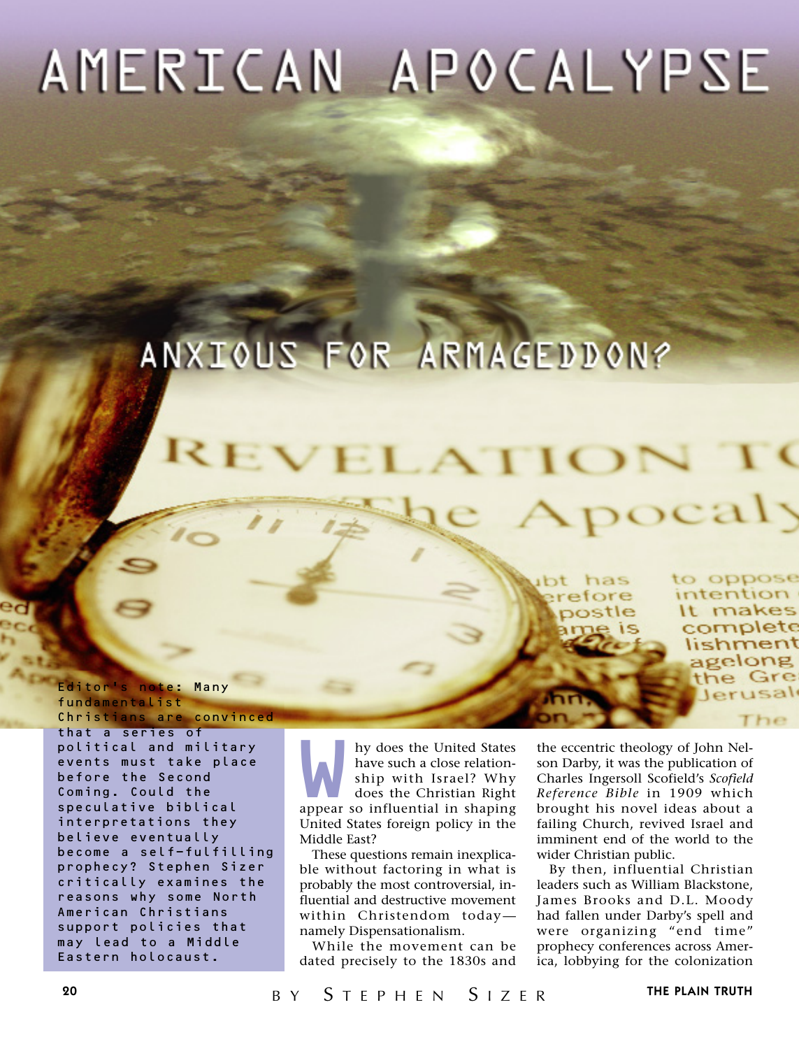# AMERICAN APOCALYPSE

## ANXIOUS FOR ARMAGEDDON?

Editor's note: Many fundamentalist Christians are convinced that a series of political and military events must take place before the Second Coming. Could the speculative biblical interpretations they believe eventually become a self-fulfilling prophecy? Stephen Sizer critically examines the reasons why some North American Christians support policies that may lead to a Middle Eastern holocaust.

BY STEPHEN SIZER

Why does the United States have such a close relationship with Israel? Why does the Christian Right appear so influential in shaping United States foreign policy in the Middle East?

These questions remain inexplicable without factoring in what is probably the most controversial, influential and destructive movement within Christendom today—namely Dispensationalism.

While the movement can be dated precisely to the 1830s and the eccentric theology of John Nelson Darby, it was the publication of Charles Ingersoll Scofield's *Scofield Reference Bible* in 1909 which brought his novel ideas about a failing Church, revived Israel and imminent end of the world to the wider Christian public.

By then, influential Christian leaders such as William Blackstone, James Brooks and D.L. Moody had fallen under Darby's spell and were organizing "end time" prophecy conferences across America, lobbying for the colonization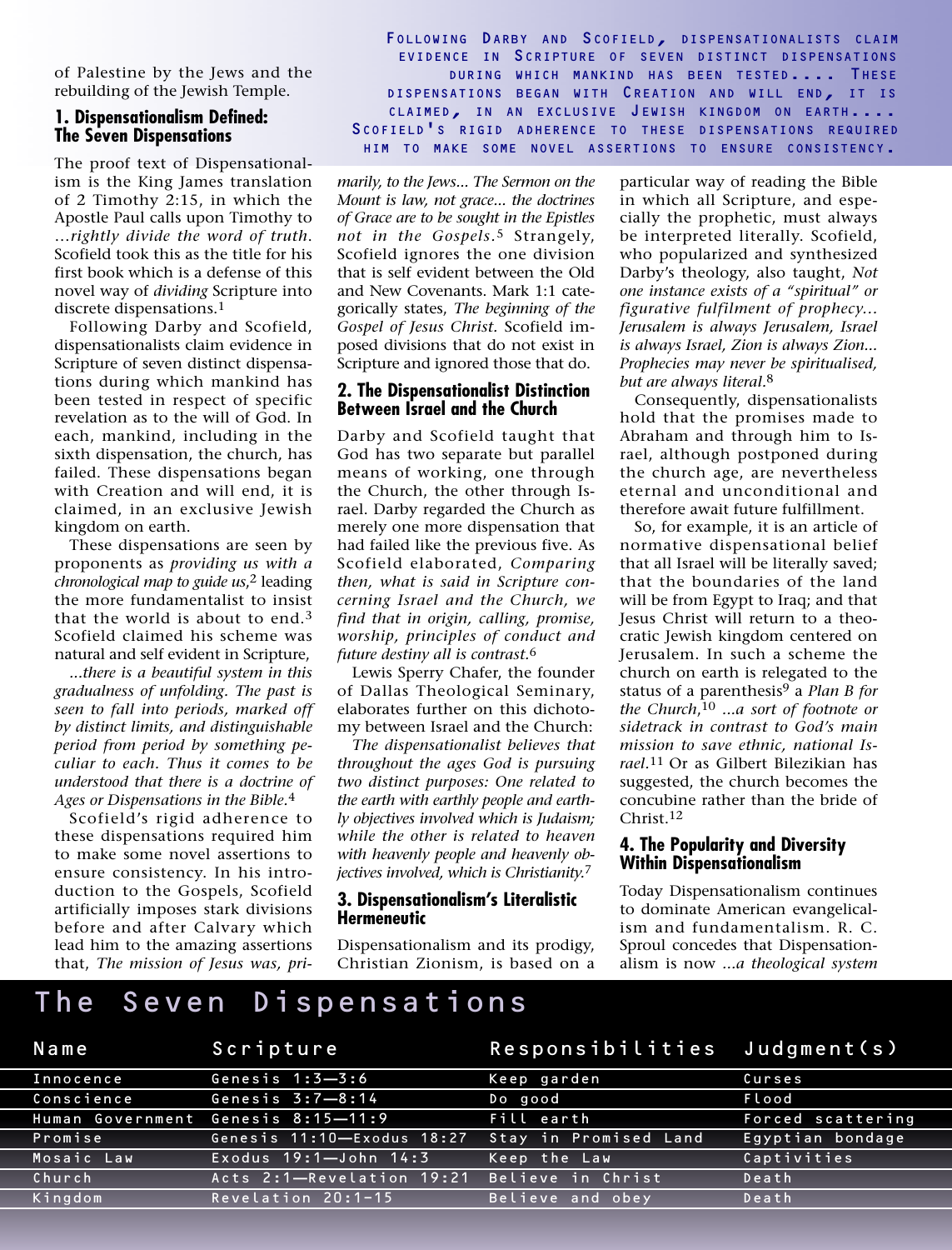of Palestine by the Jews and the rebuilding of the Jewish Temple.

## 1. Dispensationalism Defined: The Seven Dispensations

The proof text of Dispensationalism is the King James translation of 2 Timothy 2:15, in which the Apostle Paul calls upon Timothy to *...rightly divide the word of truth*. Scofield took this as the title for his first book which is a defense of this novel way of *dividing* Scripture into discrete dispensations.[1]

Following Darby and Scofield, dispensationalists claim evidence in Scripture of seven distinct dispensations during which mankind has been tested in respect of specific revelation as to the will of God. In each, mankind, including in the sixth dispensation, the church, has failed. These dispensations began with Creation and will end, it is claimed, in an exclusive Jewish kingdom on earth.

These dispensations are seen by proponents as *providing us with a chronological map to guide us*,[2] leading the more fundamentalist to insist that the world is about to end.[3] Scofield claimed his scheme was natural and self evident in Scripture,

*...there is a beautiful system in this gradualness of unfolding. The past is seen to fall into periods, marked off by distinct limits, and distinguishable period from period by something peculiar to each. Thus it comes to be understood that there is a doctrine of Ages or Dispensations in the Bible.*[4]

Scofield's rigid adherence to these dispensations required him to make some novel assertions to ensure consistency. In his introduction to the Gospels, Scofield artificially imposes stark divisions before and after Calvary which lead him to the amazing assertions that, *The mission of Jesus was, primarily, to the Jews... The Sermon on the Mount is law, not grace... the doctrines of Grace are to be sought in the Epistles not in the Gospels.*[5] Strangely, Scofield ignores the one division that is self evident between the Old and New Covenants. Mark 1:1 categorically states, *The beginning of the Gospel of Jesus Christ*. Scofield imposed divisions that do not exist in Scripture and ignored those that do.

> Following Darby and Scofield, dispensationalists claim evidence in Scripture of seven distinct dispensations during which mankind has been tested.... These dispensations began with Creation and will end, it is claimed, in an exclusive Jewish kingdom on earth.... Scofield's rigid adherence to these dispensations required him to make some novel assertions to ensure consistency.

## 2. The Dispensationalist Distinction Between Israel and the Church

Darby and Scofield taught that God has two separate but parallel means of working, one through the Church, the other through Israel. Darby regarded the Church as merely one more dispensation that had failed like the previous five. As Scofield elaborated, *Comparing then, what is said in Scripture concerning Israel and the Church, we find that in origin, calling, promise, worship, principles of conduct and future destiny all is contrast.*[6]

Lewis Sperry Chafer, the founder of Dallas Theological Seminary, elaborates further on this dichotomy between Israel and the Church:

*The dispensationalist believes that throughout the ages God is pursuing two distinct purposes: One related to the earth with earthly people and earthly objectives involved which is Judaism; while the other is related to heaven with heavenly people and heavenly objectives involved, which is Christianity.*[7]

## 3. Dispensationalism's Literalistic Hermeneutic

Dispensationalism and its prodigy, Christian Zionism, is based on a particular way of reading the Bible in which all Scripture, and especially the prophetic, must always be interpreted literally. Scofield, who popularized and synthesized Darby's theology, also taught, *Not one instance exists of a "spiritual" or figurative fulfilment of prophecy... Jerusalem is always Jerusalem, Israel is always Israel, Zion is always Zion... Prophecies may never be spiritualised, but are always literal.*[8]

Consequently, dispensationalists hold that the promises made to Abraham and through him to Israel, although postponed during the church age, are nevertheless eternal and unconditional and therefore await future fulfillment.

So, for example, it is an article of normative dispensational belief that all Israel will be literally saved; that the boundaries of the land will be from Egypt to Iraq; and that Jesus Christ will return to a theocratic Jewish kingdom centered on Jerusalem. In such a scheme the church on earth is relegated to the status of a parenthesis[9] a *Plan B for the Church*,[10] *...a sort of footnote or sidetrack in contrast to God's main mission to save ethnic, national Israel*.[11] Or as Gilbert Bilezikian has suggested, the church becomes the concubine rather than the bride of Christ.[12]

## 4. The Popularity and Diversity Within Dispensationalism

Today Dispensationalism continues to dominate American evangelicalism and fundamentalism. R. C. Sproul concedes that Dispensationalism is now *...a theological system*

### The Seven Dispensations

| Name | Scripture | Responsibilities | Judgment(s) |
|---|---|---|---|
| Innocence | Genesis 1:3—3:6 | Keep garden | Curses |
| Conscience | Genesis 3:7—8:14 | Do good | Flood |
| Human Government | Genesis 8:15—11:9 | Fill earth | Forced scattering |
| Promise | Genesis 11:10—Exodus 18:27 | Stay in Promised Land | Egyptian bondage |
| Mosaic Law | Exodus 19:1—John 14:3 | Keep the Law | Captivities |
| Church | Acts 2:1—Revelation 19:21 | Believe in Christ | Death |
| Kingdom | Revelation 20:1-15 | Believe and obey | Death |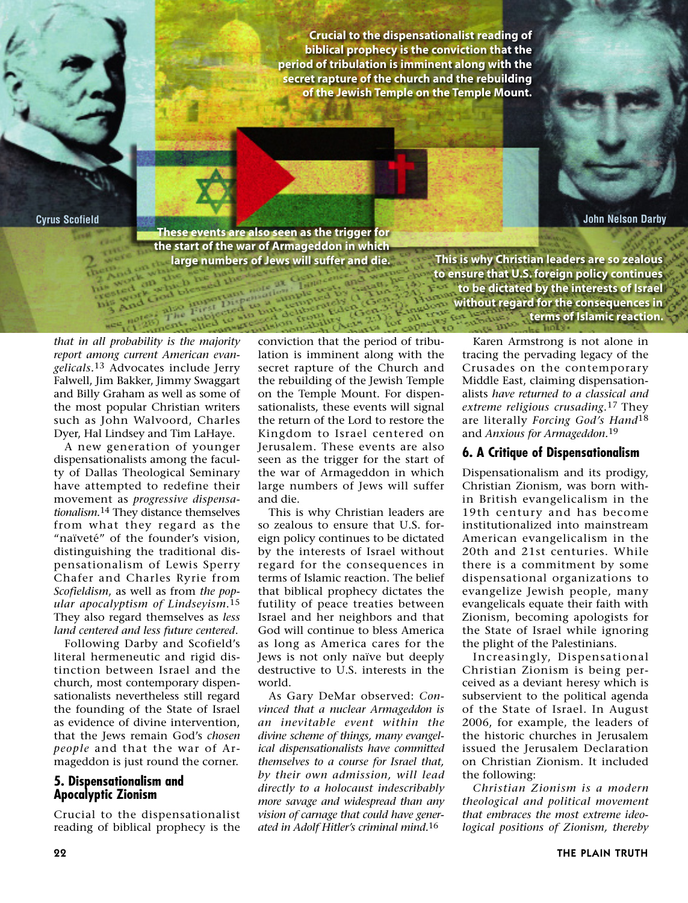*Crucial to the dispensationalist reading of biblical prophecy is the conviction that the period of tribulation is imminent along with the secret rapture of the church and the rebuilding of the Jewish Temple on the Temple Mount.*

Cyrus Scofield

John Nelson Darby

*These events are also seen as the trigger for the start of the war of Armageddon in which large numbers of Jews will suffer and die.*

*This is why Christian leaders are so zealous to ensure that U.S. foreign policy continues to be dictated by the interests of Israel without regard for the consequences in terms of Islamic reaction.*

*that in all probability is the majority report among current American evangelicals.*[13] Advocates include Jerry Falwell, Jim Bakker, Jimmy Swaggart and Billy Graham as well as some of the most popular Christian writers such as John Walvoord, Charles Dyer, Hal Lindsey and Tim LaHaye.

A new generation of younger dispensationalists among the faculty of Dallas Theological Seminary have attempted to redefine their movement as *progressive dispensationalism.*[14] They distance themselves from what they regard as the "naïveté" of the founder's vision, distinguishing the traditional dispensationalism of Lewis Sperry Chafer and Charles Ryrie from *Scofieldism*, as well as from *the popular apocalyptism of Lindseyism.*[15] They also regard themselves as *less land centered and less future centered.*

Following Darby and Scofield's literal hermeneutic and rigid distinction between Israel and the church, most contemporary dispensationalists nevertheless still regard the founding of the State of Israel as evidence of divine intervention, that the Jews remain God's *chosen people* and that the war of Armageddon is just round the corner.

## 5. Dispensationalism and Apocalyptic Zionism

Crucial to the dispensationalist reading of biblical prophecy is the conviction that the period of tribulation is imminent along with the secret rapture of the Church and the rebuilding of the Jewish Temple on the Temple Mount. For dispensationalists, these events will signal the return of the Lord to restore the Kingdom to Israel centered on Jerusalem. These events are also seen as the trigger for the start of the war of Armageddon in which large numbers of Jews will suffer and die.

This is why Christian leaders are so zealous to ensure that U.S. foreign policy continues to be dictated by the interests of Israel without regard for the consequences in terms of Islamic reaction. The belief that biblical prophecy dictates the futility of peace treaties between Israel and her neighbors and that God will continue to bless America as long as America cares for the Jews is not only naïve but deeply destructive to U.S. interests in the world.

As Gary DeMar observed: *Convinced that a nuclear Armageddon is an inevitable event within the divine scheme of things, many evangelical dispensationalists have committed themselves to a course for Israel that, by their own admission, will lead directly to a holocaust indescribably more savage and widespread than any vision of carnage that could have generated in Adolf Hitler's criminal mind.*[16]

Karen Armstrong is not alone in tracing the pervading legacy of the Crusades on the contemporary Middle East, claiming dispensationalists *have returned to a classical and extreme religious crusading.*[17] They are literally *Forcing God's Hand*[18] and *Anxious for Armageddon.*[19]

## 6. A Critique of Dispensationalism

Dispensationalism and its prodigy, Christian Zionism, was born within British evangelicalism in the 19th century and has become institutionalized into mainstream American evangelicalism in the 20th and 21st centuries. While there is a commitment by some dispensational organizations to evangelize Jewish people, many evangelicals equate their faith with Zionism, becoming apologists for the State of Israel while ignoring the plight of the Palestinians.

Increasingly, Dispensational Christian Zionism is being perceived as a deviant heresy which is subservient to the political agenda of the State of Israel. In August 2006, for example, the leaders of the historic churches in Jerusalem issued the Jerusalem Declaration on Christian Zionism. It included the following:

*Christian Zionism is a modern theological and political movement that embraces the most extreme ideological positions of Zionism, thereby*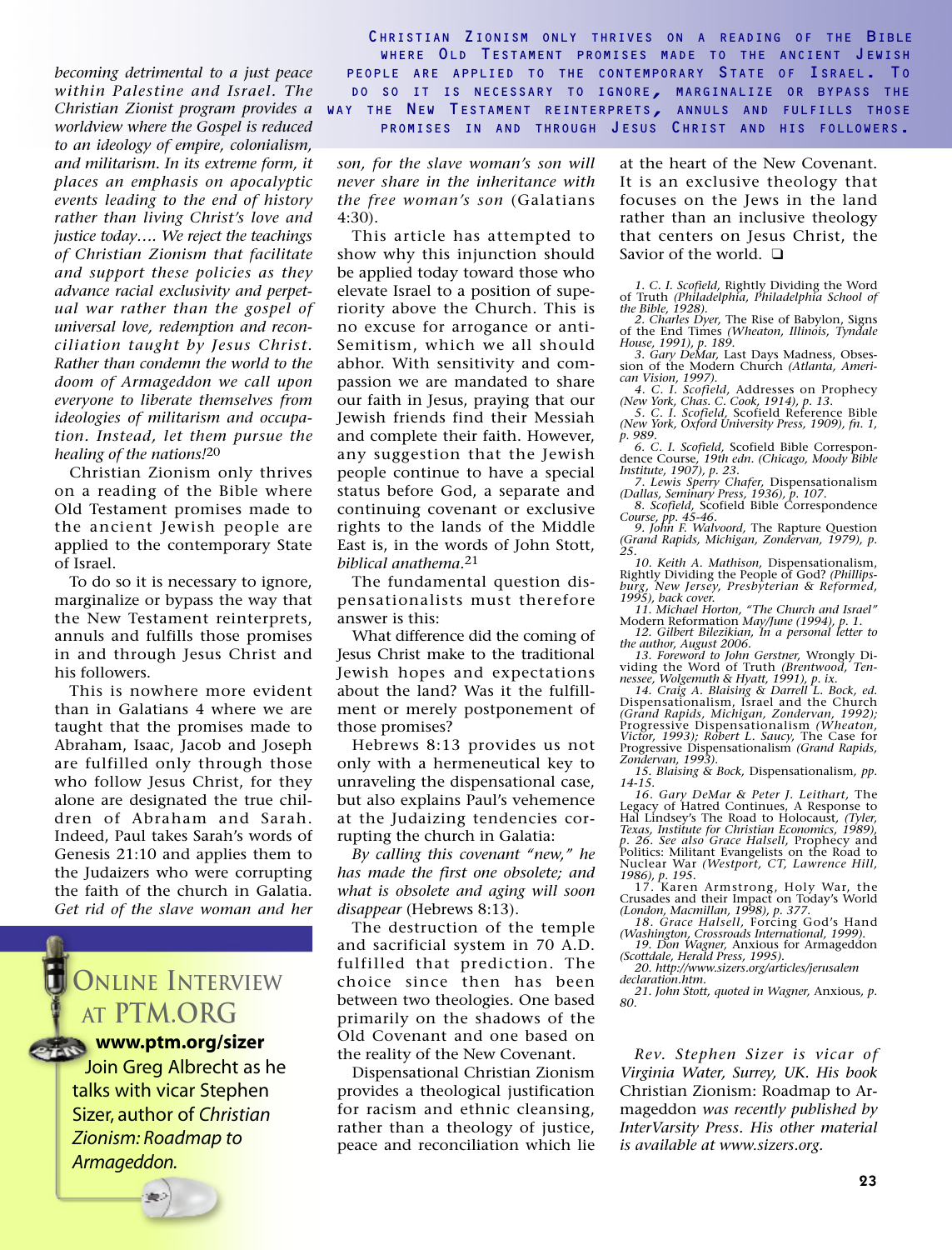*becoming detrimental to a just peace within Palestine and Israel. The Christian Zionist program provides a worldview where the Gospel is reduced to an ideology of empire, colonialism, and militarism. In its extreme form, it places an emphasis on apocalyptic events leading to the end of history rather than living Christ's love and justice today…. We reject the teachings of Christian Zionism that facilitate and support these policies as they advance racial exclusivity and perpetual war rather than the gospel of universal love, redemption and reconciliation taught by Jesus Christ. Rather than condemn the world to the doom of Armageddon we call upon everyone to liberate themselves from ideologies of militarism and occupation. Instead, let them pursue the healing of the nations!*[20]

Christian Zionism only thrives on a reading of the Bible where Old Testament promises made to the ancient Jewish people are applied to the contemporary State of Israel.

To do so it is necessary to ignore, marginalize or bypass the way that the New Testament reinterprets, annuls and fulfills those promises in and through Jesus Christ and his followers.

This is nowhere more evident than in Galatians 4 where we are taught that the promises made to Abraham, Isaac, Jacob and Joseph are fulfilled only through those who follow Jesus Christ, for they alone are designated the true children of Abraham and Sarah. Indeed, Paul takes Sarah's words of Genesis 21:10 and applies them to the Judaizers who were corrupting the faith of the church in Galatia. *Get rid of the slave woman and her son, for the slave woman's son will never share in the inheritance with the free woman's son* (Galatians 4:30).

This article has attempted to show why this injunction should be applied today toward those who elevate Israel to a position of superiority above the Church. This is no excuse for arrogance or anti-Semitism, which we all should abhor. With sensitivity and compassion we are mandated to share our faith in Jesus, praying that our Jewish friends find their Messiah and complete their faith. However, any suggestion that the Jewish people continue to have a special status before God, a separate and continuing covenant or exclusive rights to the lands of the Middle East is, in the words of John Stott, *biblical anathema*.[21]

The fundamental question dispensationalists must therefore answer is this:

What difference did the coming of Jesus Christ make to the traditional Jewish hopes and expectations about the land? Was it the fulfillment or merely postponement of those promises?

Hebrews 8:13 provides us not only with a hermeneutical key to unraveling the dispensational case, but also explains Paul's vehemence at the Judaizing tendencies corrupting the church in Galatia:

*By calling this covenant "new," he has made the first one obsolete; and what is obsolete and aging will soon disappear* (Hebrews 8:13).

The destruction of the temple and sacrificial system in 70 A.D. fulfilled that prediction. The choice since then has been between two theologies. One based primarily on the shadows of the Old Covenant and one based on the reality of the New Covenant.

Dispensational Christian Zionism provides a theological justification for racism and ethnic cleansing, rather than a theology of justice, peace and reconciliation which lie at the heart of the New Covenant. It is an exclusive theology that focuses on the Jews in the land rather than an inclusive theology that centers on Jesus Christ, the Savior of the world. ❑

**Christian Zionism only thrives on a reading of the Bible where Old Testament promises made to the ancient Jewish people are applied to the contemporary State of Israel. To do so it is necessary to ignore, marginalize or bypass the way the New Testament reinterprets, annuls and fulfills those promises in and through Jesus Christ and his followers.**

## Online Interview at PTM.ORG

**www.ptm.org/sizer**

Join Greg Albrecht as he talks with vicar Stephen Sizer, author of *Christian Zionism: Roadmap to Armageddon.*

1. C. I. Scofield, Rightly Dividing the Word of Truth *(Philadelphia, Philadelphia School of the Bible, 1928).*
2. Charles Dyer, The Rise of Babylon, Signs of the End Times *(Wheaton, Illinois, Tyndale House, 1991), p. 189.*
3. Gary DeMar, Last Days Madness, Obsession of the Modern Church *(Atlanta, American Vision, 1997).*
4. C. I. Scofield, Addresses on Prophecy *(New York, Chas. C. Cook, 1914), p. 13.*
5. C. I. Scofield, Scofield Reference Bible *(New York, Oxford University Press, 1909), fn. 1, p. 989.*
6. C. I. Scofield, Scofield Bible Correspondence Course, *19th edn. (Chicago, Moody Bible Institute, 1907), p. 23.*
7. Lewis Sperry Chafer, Dispensationalism *(Dallas, Seminary Press, 1936), p. 107.*
8. Scofield, Scofield Bible Correspondence Course, *pp. 45-46.*
9. John F. Walvoord, The Rapture Question *(Grand Rapids, Michigan, Zondervan, 1979), p. 25.*
10. Keith A. Mathison, Dispensationalism, Rightly Dividing the People of God? *(Phillipsburg, New Jersey, Presbyterian & Reformed, 1995), back cover.*
11. Michael Horton, "The Church and Israel" Modern Reformation *May/June (1994), p. 1.*
12. Gilbert Bilezikian, *In a personal letter to the author, August 2006.*
13. Foreword to John Gerstner, Wrongly Dividing the Word of Truth *(Brentwood, Tennessee, Wolgemuth & Hyatt, 1991), p. ix.*
14. Craig A. Blaising & Darrell L. Bock, *ed.* Dispensationalism, Israel and the Church *(Grand Rapids, Michigan, Zondervan, 1992);* Progressive Dispensationalism *(Wheaton, Victor, 1993); Robert L. Saucy,* The Case for Progressive Dispensationalism *(Grand Rapids, Zondervan, 1993).*
15. Blaising & Bock, Dispensationalism, *pp. 14-15.*
16. Gary DeMar & Peter J. Leithart, The Legacy of Hatred Continues, A Response to Hal Lindsey's The Road to Holocaust, *(Tyler, Texas, Institute for Christian Economics, 1989), p. 26. See also Grace Halsell,* Prophecy and Politics: Militant Evangelists on the Road to Nuclear War *(Westport, CT, Lawrence Hill, 1986), p. 195.*
17. Karen Armstrong, Holy War, the Crusades and their Impact on Today's World *(London, Macmillan, 1998), p. 377.*
18. Grace Halsell, Forcing God's Hand *(Washington, Crossroads International, 1999).*
19. Don Wagner, Anxious for Armageddon *(Scottdale, Herald Press, 1995).*
20. *http://www.sizers.org/articles/jerusalem declaration.htm.*
21. John Stott, *quoted in Wagner,* Anxious, *p. 80.*

*Rev. Stephen Sizer is vicar of Virginia Water, Surrey, UK. His book* Christian Zionism: Roadmap to Armageddon *was recently published by InterVarsity Press. His other material is available at www.sizers.org.*